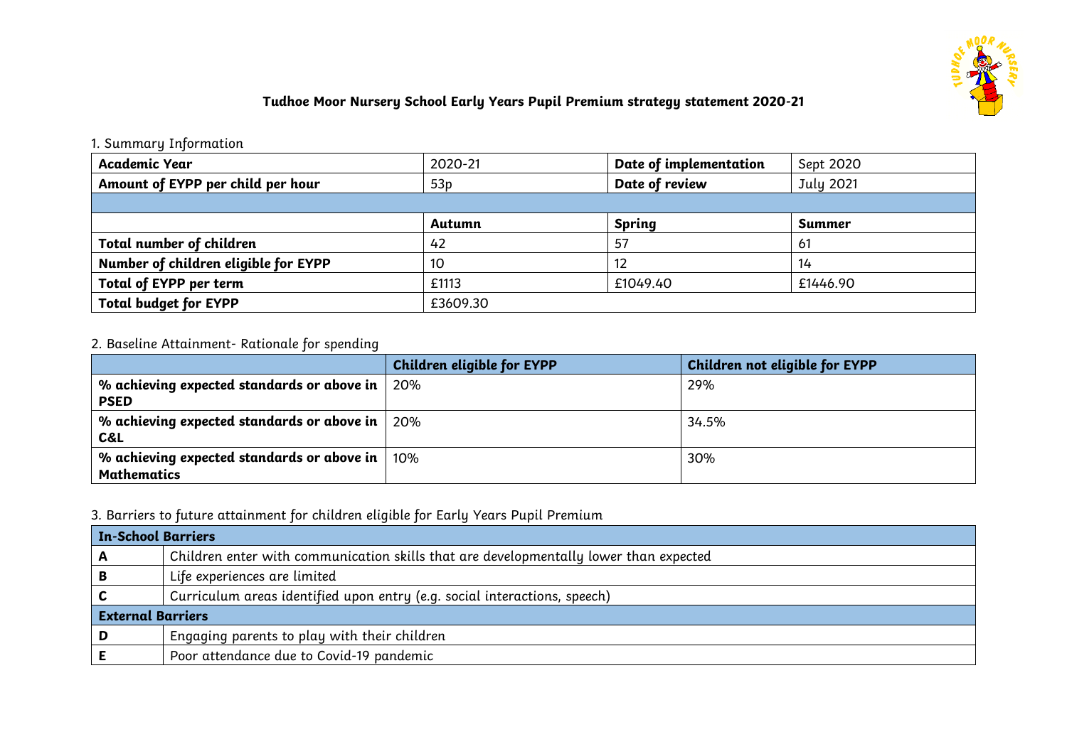# Tudhoe Moor Nursery School Early Years Pupil Premium strategy statement 2020-21

1. Summary Information

| **Academic Year** | 2020-21 | **Date of implementation** | Sept 2020 |
|---|---|---|---|
| **Amount of EYPP per child per hour** | 53p | **Date of review** | July 2021 |
| | | | |
| | **Autumn** | **Spring** | **Summer** |
| **Total number of children** | 42 | 57 | 61 |
| **Number of children eligible for EYPP** | 10 | 12 | 14 |
| **Total of EYPP per term** | £1113 | £1049.40 | £1446.90 |
| **Total budget for EYPP** | £3609.30 | | |

2. Baseline Attainment- Rationale for spending

| | **Children eligible for EYPP** | **Children not eligible for EYPP** |
|---|---|---|
| **% achieving expected standards or above in PSED** | 20% | 29% |
| **% achieving expected standards or above in C&L** | 20% | 34.5% |
| **% achieving expected standards or above in Mathematics** | 10% | 30% |

3. Barriers to future attainment for children eligible for Early Years Pupil Premium

| **In-School Barriers** | |
|---|---|
| **A** | Children enter with communication skills that are developmentally lower than expected |
| **B** | Life experiences are limited |
| **C** | Curriculum areas identified upon entry (e.g. social interactions, speech) |
| **External Barriers** | |
| **D** | Engaging parents to play with their children |
| **E** | Poor attendance due to Covid-19 pandemic |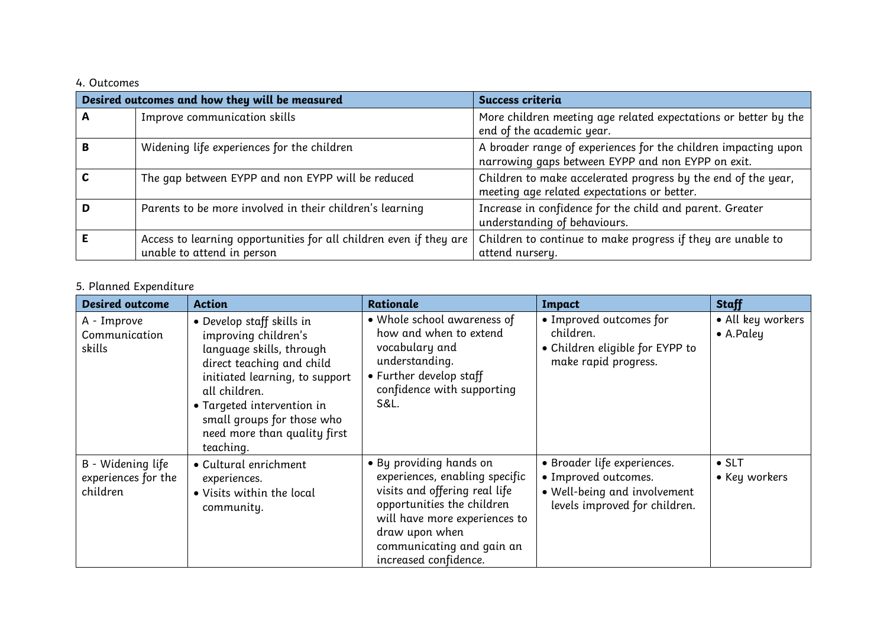4. Outcomes

| Desired outcomes and how they will be measured | | Success criteria |
|---|---|---|
| **A** | Improve communication skills | More children meeting age related expectations or better by the end of the academic year. |
| **B** | Widening life experiences for the children | A broader range of experiences for the children impacting upon narrowing gaps between EYPP and non EYPP on exit. |
| **C** | The gap between EYPP and non EYPP will be reduced | Children to make accelerated progress by the end of the year, meeting age related expectations or better. |
| **D** | Parents to be more involved in their children's learning | Increase in confidence for the child and parent. Greater understanding of behaviours. |
| **E** | Access to learning opportunities for all children even if they are unable to attend in person | Children to continue to make progress if they are unable to attend nursery. |

5. Planned Expenditure

| Desired outcome | Action | Rationale | Impact | Staff |
|---|---|---|---|---|
| A - Improve Communication skills | • Develop staff skills in improving children's language skills, through direct teaching and child initiated learning, to support all children.<br>• Targeted intervention in small groups for those who need more than quality first teaching. | • Whole school awareness of how and when to extend vocabulary and understanding.<br>• Further develop staff confidence with supporting S&L. | • Improved outcomes for children.<br>• Children eligible for EYPP to make rapid progress. | • All key workers<br>• A.Paley |
| B - Widening life experiences for the children | • Cultural enrichment experiences.<br>• Visits within the local community. | • By providing hands on experiences, enabling specific visits and offering real life opportunities the children will have more experiences to draw upon when communicating and gain an increased confidence. | • Broader life experiences.<br>• Improved outcomes.<br>• Well-being and involvement levels improved for children. | • SLT<br>• Key workers |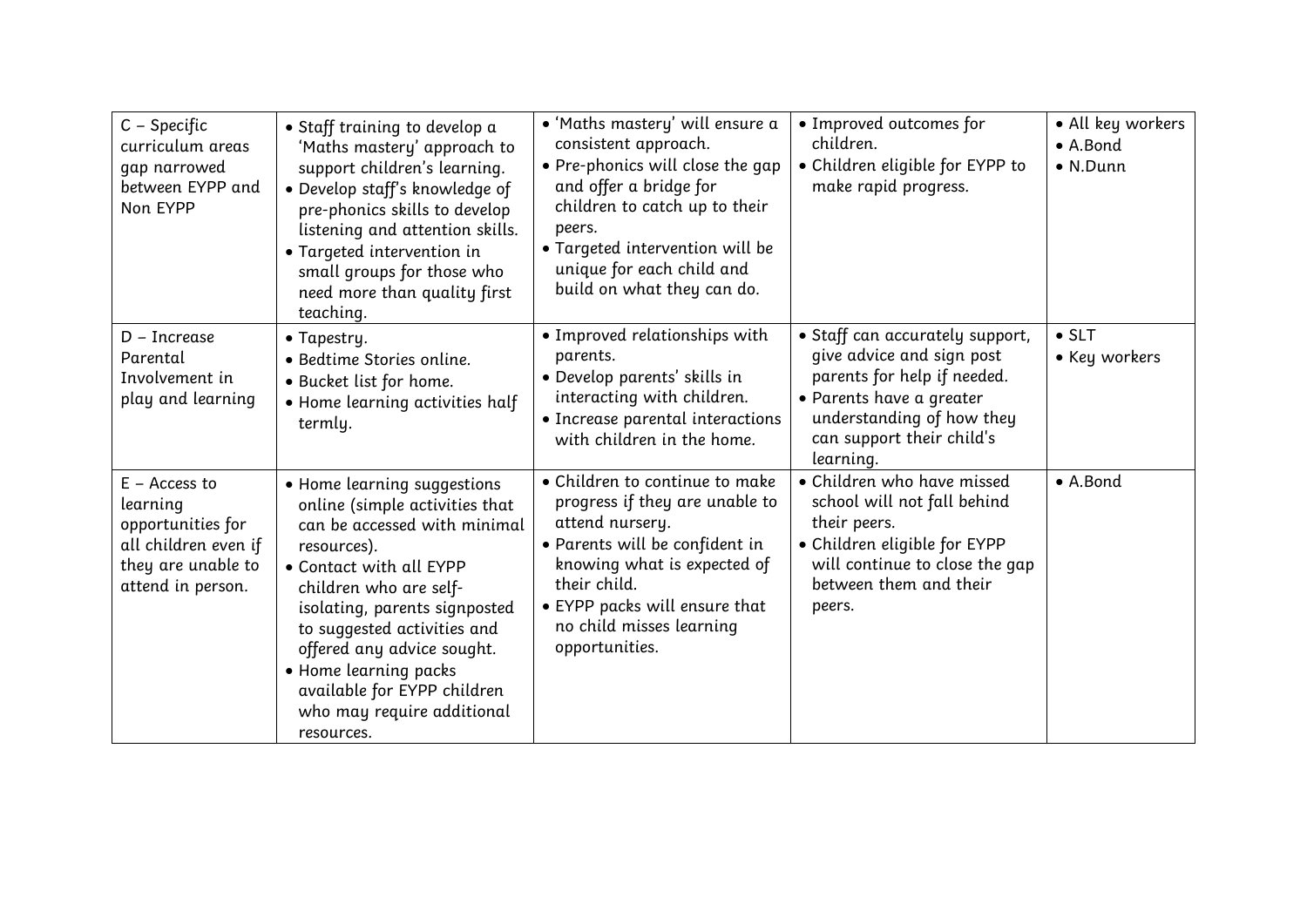| | | | | |
|---|---|---|---|---|
| C – Specific curriculum areas gap narrowed between EYPP and Non EYPP | • Staff training to develop a 'Maths mastery' approach to support children's learning.<br>• Develop staff's knowledge of pre-phonics skills to develop listening and attention skills.<br>• Targeted intervention in small groups for those who need more than quality first teaching. | • 'Maths mastery' will ensure a consistent approach.<br>• Pre-phonics will close the gap and offer a bridge for children to catch up to their peers.<br>• Targeted intervention will be unique for each child and build on what they can do. | • Improved outcomes for children.<br>• Children eligible for EYPP to make rapid progress. | • All key workers<br>• A.Bond<br>• N.Dunn |
| D – Increase Parental Involvement in play and learning | • Tapestry.<br>• Bedtime Stories online.<br>• Bucket list for home.<br>• Home learning activities half termly. | • Improved relationships with parents.<br>• Develop parents' skills in interacting with children.<br>• Increase parental interactions with children in the home. | • Staff can accurately support, give advice and sign post parents for help if needed.<br>• Parents have a greater understanding of how they can support their child's learning. | • SLT<br>• Key workers |
| E – Access to learning opportunities for all children even if they are unable to attend in person. | • Home learning suggestions online (simple activities that can be accessed with minimal resources).<br>• Contact with all EYPP children who are self-isolating, parents signposted to suggested activities and offered any advice sought.<br>• Home learning packs available for EYPP children who may require additional resources. | • Children to continue to make progress if they are unable to attend nursery.<br>• Parents will be confident in knowing what is expected of their child.<br>• EYPP packs will ensure that no child misses learning opportunities. | • Children who have missed school will not fall behind their peers.<br>• Children eligible for EYPP will continue to close the gap between them and their peers. | • A.Bond |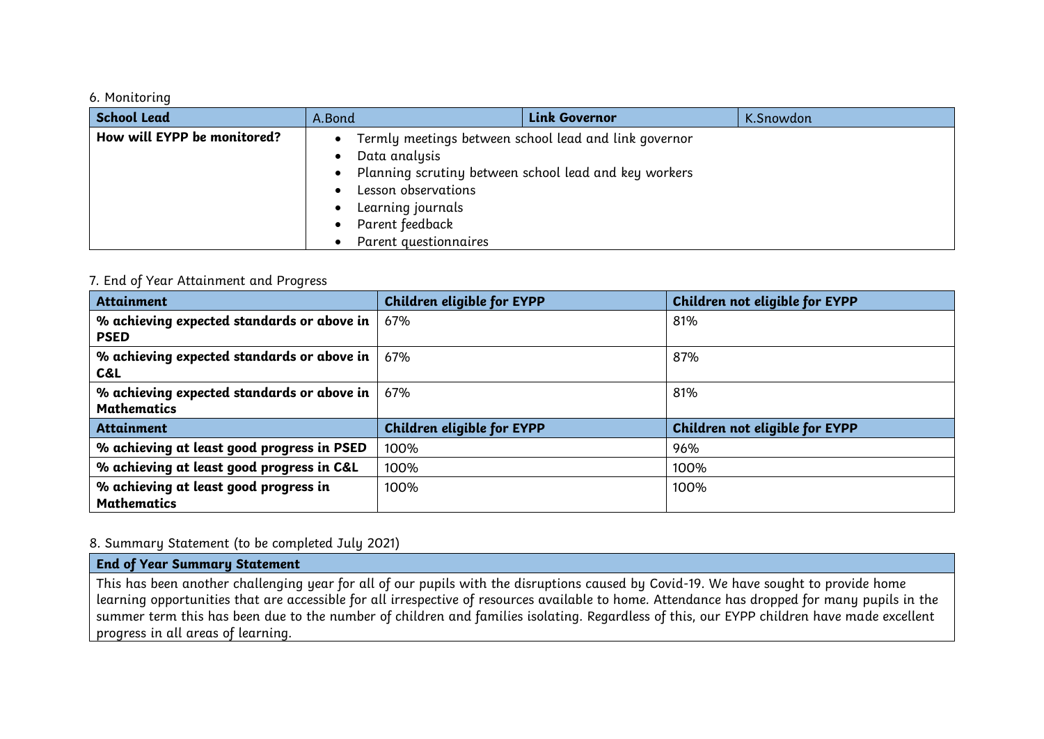6. Monitoring

| School Lead | A.Bond | Link Governor | K.Snowdon |
|---|---|---|---|
| How will EYPP be monitored? | • Termly meetings between school lead and link governor<br>• Data analysis<br>• Planning scrutiny between school lead and key workers<br>• Lesson observations<br>• Learning journals<br>• Parent feedback<br>• Parent questionnaires | | |

7. End of Year Attainment and Progress

| Attainment | Children eligible for EYPP | Children not eligible for EYPP |
|---|---|---|
| % achieving expected standards or above in PSED | 67% | 81% |
| % achieving expected standards or above in C&L | 67% | 87% |
| % achieving expected standards or above in Mathematics | 67% | 81% |
| **Attainment** | **Children eligible for EYPP** | **Children not eligible for EYPP** |
| % achieving at least good progress in PSED | 100% | 96% |
| % achieving at least good progress in C&L | 100% | 100% |
| % achieving at least good progress in Mathematics | 100% | 100% |

8. Summary Statement (to be completed July 2021)

| End of Year Summary Statement |
|---|
| This has been another challenging year for all of our pupils with the disruptions caused by Covid-19. We have sought to provide home learning opportunities that are accessible for all irrespective of resources available to home. Attendance has dropped for many pupils in the summer term this has been due to the number of children and families isolating. Regardless of this, our EYPP children have made excellent progress in all areas of learning. |